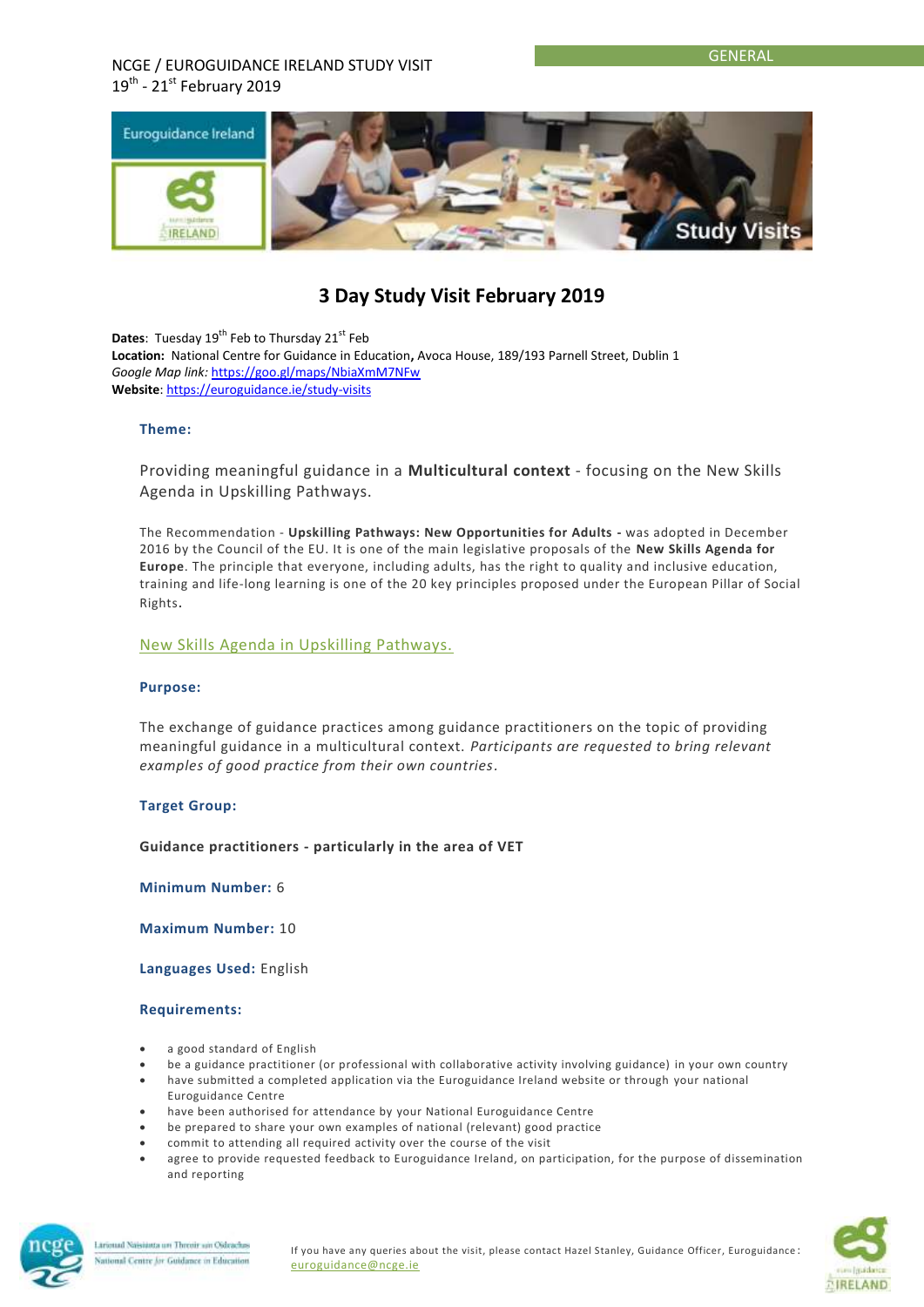GENERAL

NCGE / EUROGUIDANCE IRELAND STUDY VISIT
19th - 21st February 2019

# 3 Day Study Visit February 2019

**Dates**: Tuesday 19th Feb to Thursday 21st Feb
**Location:** National Centre for Guidance in Education**,** Avoca House, 189/193 Parnell Street, Dublin 1
*Google Map link:* https://goo.gl/maps/NbiaXmM7NFw
**Website**: https://euroguidance.ie/study-visits

### Theme:

Providing meaningful guidance in a **Multicultural context** - focusing on the New Skills Agenda in Upskilling Pathways.

The Recommendation - **Upskilling Pathways: New Opportunities for Adults -** was adopted in December 2016 by the Council of the EU. It is one of the main legislative proposals of the **New Skills Agenda for Europe**. The principle that everyone, including adults, has the right to quality and inclusive education, training and life-long learning is one of the 20 key principles proposed under the European Pillar of Social Rights.

New Skills Agenda in Upskilling Pathways.

### Purpose:

The exchange of guidance practices among guidance practitioners on the topic of providing meaningful guidance in a multicultural context. *Participants are requested to bring relevant examples of good practice from their own countries*.

### Target Group:

**Guidance practitioners - particularly in the area of VET**

**Minimum Number:** 6

**Maximum Number:** 10

**Languages Used:** English

### Requirements:

- a good standard of English
- be a guidance practitioner (or professional with collaborative activity involving guidance) in your own country
- have submitted a completed application via the Euroguidance Ireland website or through your national Euroguidance Centre
- have been authorised for attendance by your National Euroguidance Centre
- be prepared to share your own examples of national (relevant) good practice
- commit to attending all required activity over the course of the visit
- agree to provide requested feedback to Euroguidance Ireland, on participation, for the purpose of dissemination and reporting

If you have any queries about the visit, please contact Hazel Stanley, Guidance Officer, Euroguidance: euroguidance@ncge.ie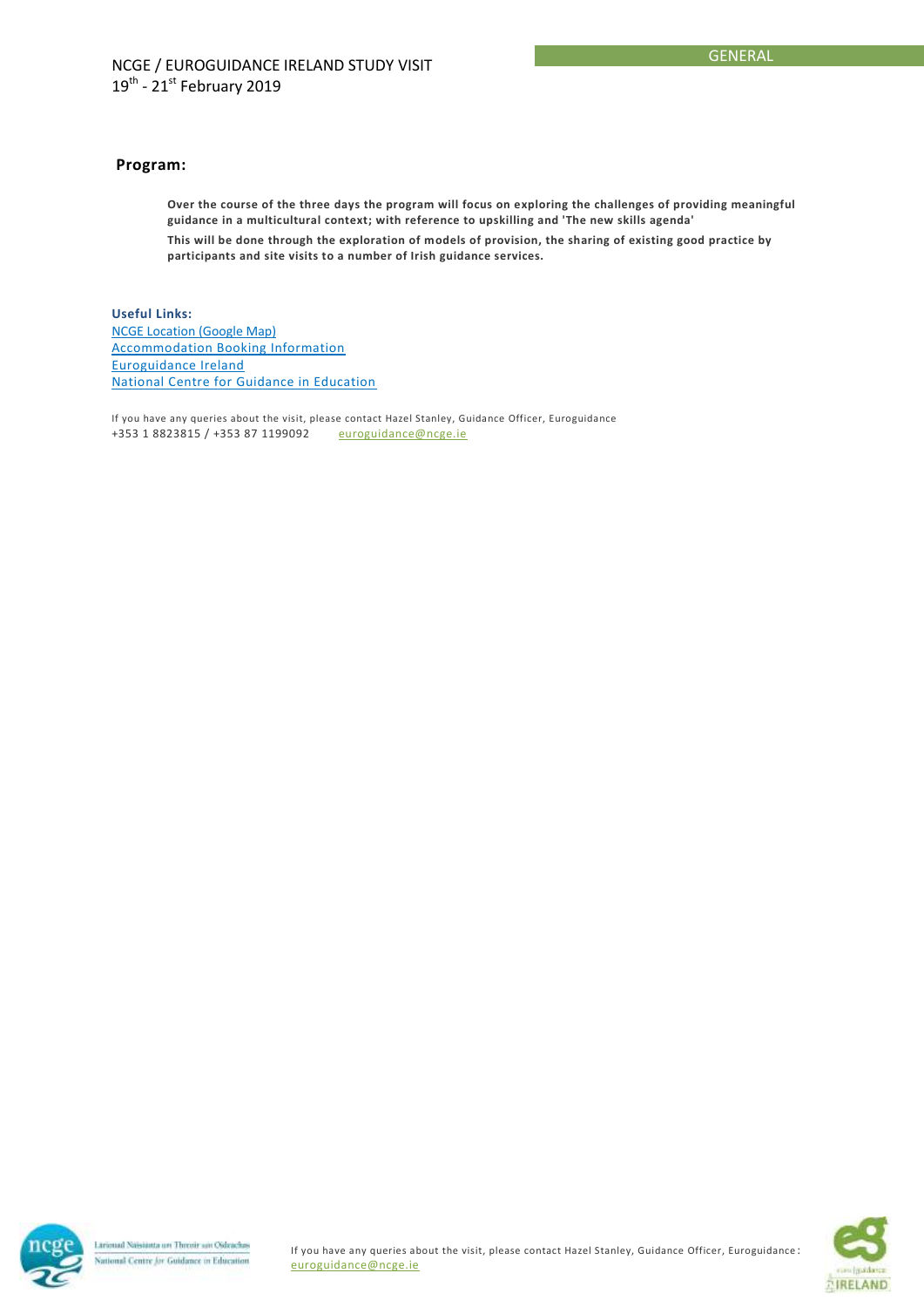NCGE / EUROGUIDANCE IRELAND STUDY VISIT
19th - 21st February 2019

GENERAL

## Program:

**Over the course of the three days the program will focus on exploring the challenges of providing meaningful guidance in a multicultural context; with reference to upskilling and 'The new skills agenda'**

**This will be done through the exploration of models of provision, the sharing of existing good practice by participants and site visits to a number of Irish guidance services.**

**Useful Links:**
NCGE Location (Google Map)
Accommodation Booking Information
Euroguidance Ireland
National Centre for Guidance in Education

If you have any queries about the visit, please contact Hazel Stanley, Guidance Officer, Euroguidance
+353 1 8823815 / +353 87 1199092 euroguidance@ncge.ie